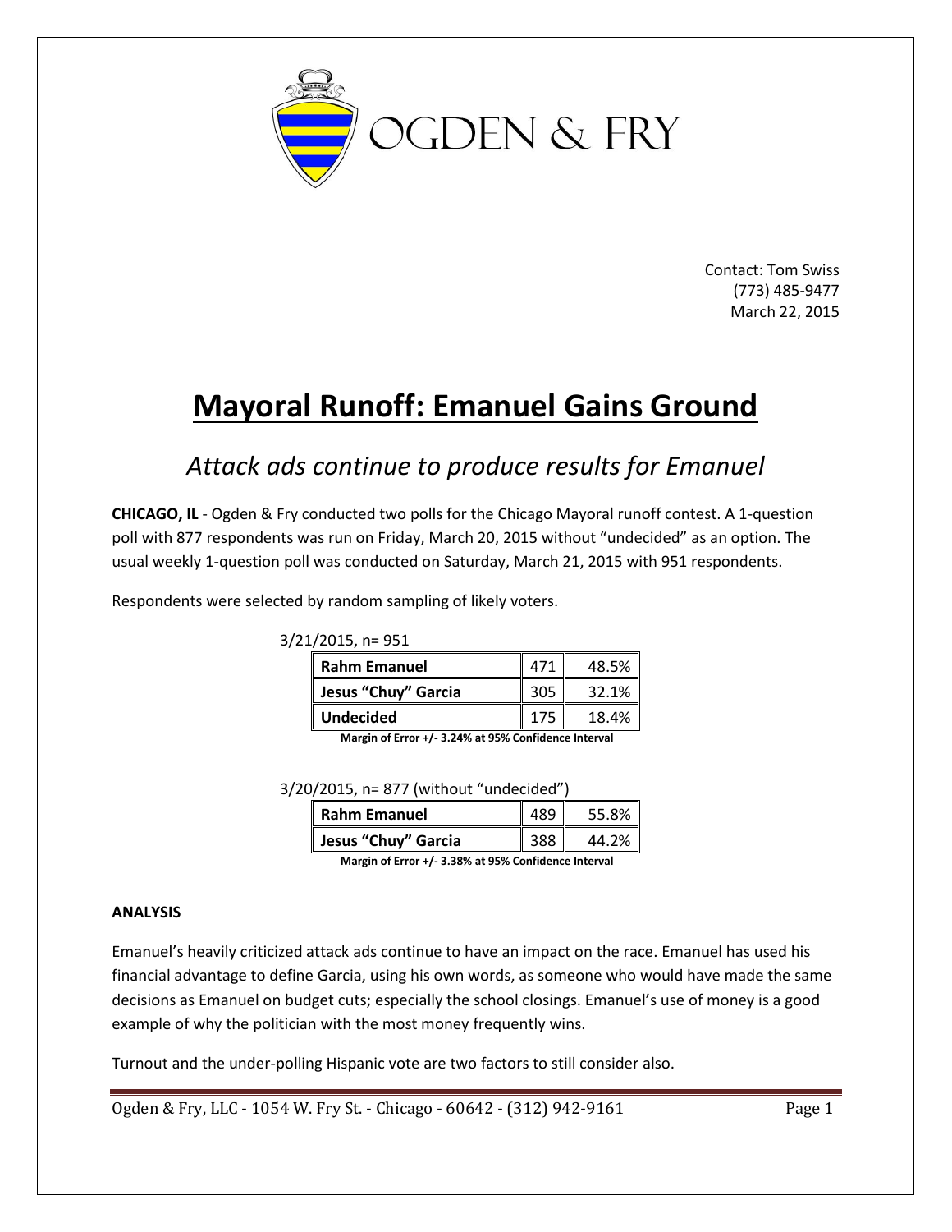OGDEN & FRY

Contact: Tom Swiss
(773) 485-9477
March 22, 2015

# Mayoral Runoff: Emanuel Gains Ground

## *Attack ads continue to produce results for Emanuel*

**CHICAGO, IL** - Ogden & Fry conducted two polls for the Chicago Mayoral runoff contest. A 1-question poll with 877 respondents was run on Friday, March 20, 2015 without "undecided" as an option. The usual weekly 1-question poll was conducted on Saturday, March 21, 2015 with 951 respondents.

Respondents were selected by random sampling of likely voters.

3/21/2015, n= 951

| | | |
|---|---|---|
| **Rahm Emanuel** | 471 | 48.5% |
| **Jesus "Chuy" Garcia** | 305 | 32.1% |
| **Undecided** | 175 | 18.4% |

**Margin of Error +/- 3.24% at 95% Confidence Interval**

3/20/2015, n= 877 (without "undecided")

| | | |
|---|---|---|
| **Rahm Emanuel** | 489 | 55.8% |
| **Jesus "Chuy" Garcia** | 388 | 44.2% |

**Margin of Error +/- 3.38% at 95% Confidence Interval**

**ANALYSIS**

Emanuel's heavily criticized attack ads continue to have an impact on the race. Emanuel has used his financial advantage to define Garcia, using his own words, as someone who would have made the same decisions as Emanuel on budget cuts; especially the school closings. Emanuel's use of money is a good example of why the politician with the most money frequently wins.

Turnout and the under-polling Hispanic vote are two factors to still consider also.

Ogden & Fry, LLC - 1054 W. Fry St. - Chicago - 60642 - (312) 942-9161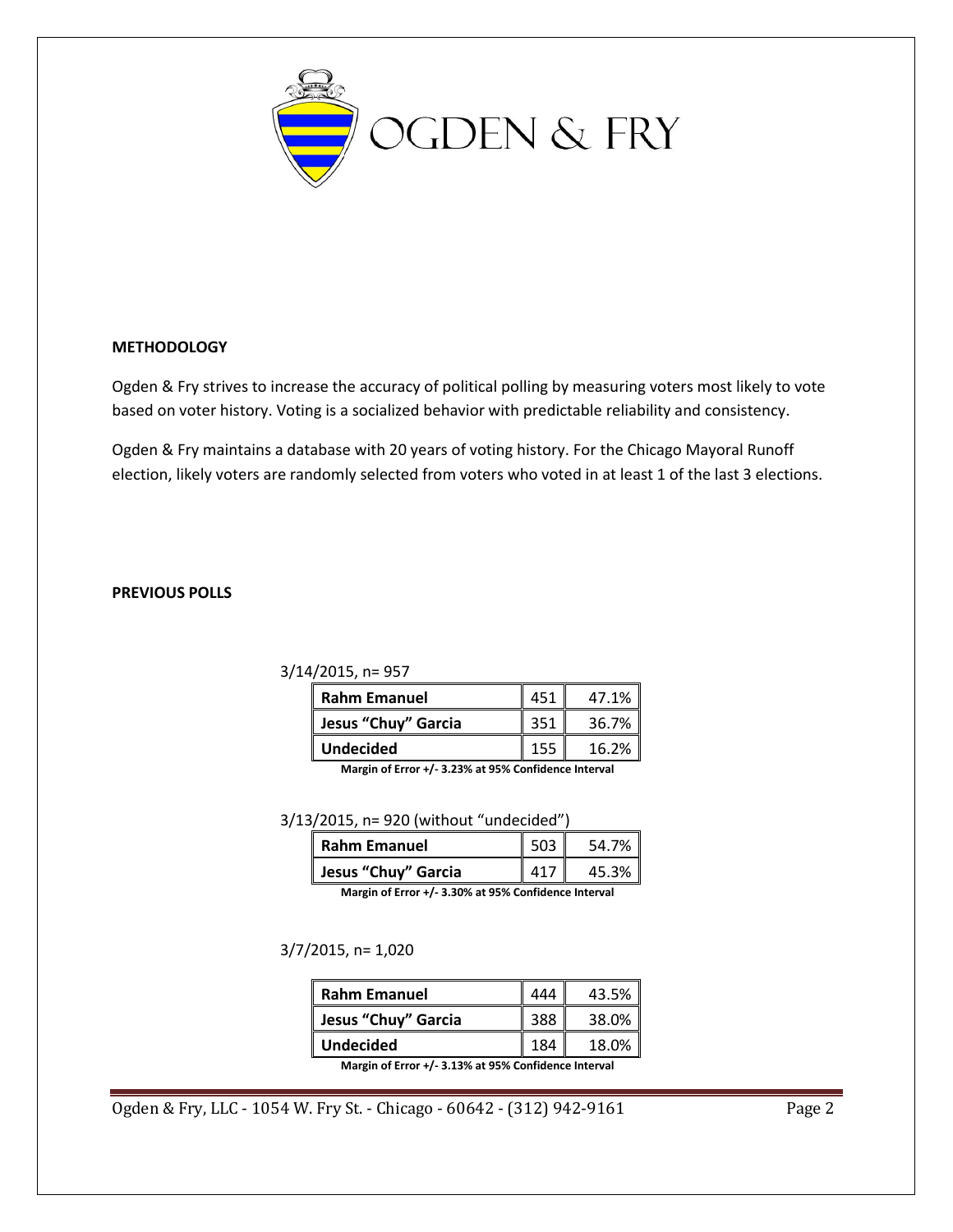**METHODOLOGY**

Ogden & Fry strives to increase the accuracy of political polling by measuring voters most likely to vote based on voter history. Voting is a socialized behavior with predictable reliability and consistency.

Ogden & Fry maintains a database with 20 years of voting history. For the Chicago Mayoral Runoff election, likely voters are randomly selected from voters who voted in at least 1 of the last 3 elections.

**PREVIOUS POLLS**

3/14/2015, n= 957

| Candidate | Count | Percent |
|---|---|---|
| **Rahm Emanuel** | 451 | 47.1% |
| **Jesus "Chuy" Garcia** | 351 | 36.7% |
| **Undecided** | 155 | 16.2% |

**Margin of Error +/- 3.23% at 95% Confidence Interval**

3/13/2015, n= 920 (without "undecided")

| Candidate | Count | Percent |
|---|---|---|
| **Rahm Emanuel** | 503 | 54.7% |
| **Jesus "Chuy" Garcia** | 417 | 45.3% |

**Margin of Error +/- 3.30% at 95% Confidence Interval**

3/7/2015, n= 1,020

| Candidate | Count | Percent |
|---|---|---|
| **Rahm Emanuel** | 444 | 43.5% |
| **Jesus "Chuy" Garcia** | 388 | 38.0% |
| **Undecided** | 184 | 18.0% |

**Margin of Error +/- 3.13% at 95% Confidence Interval**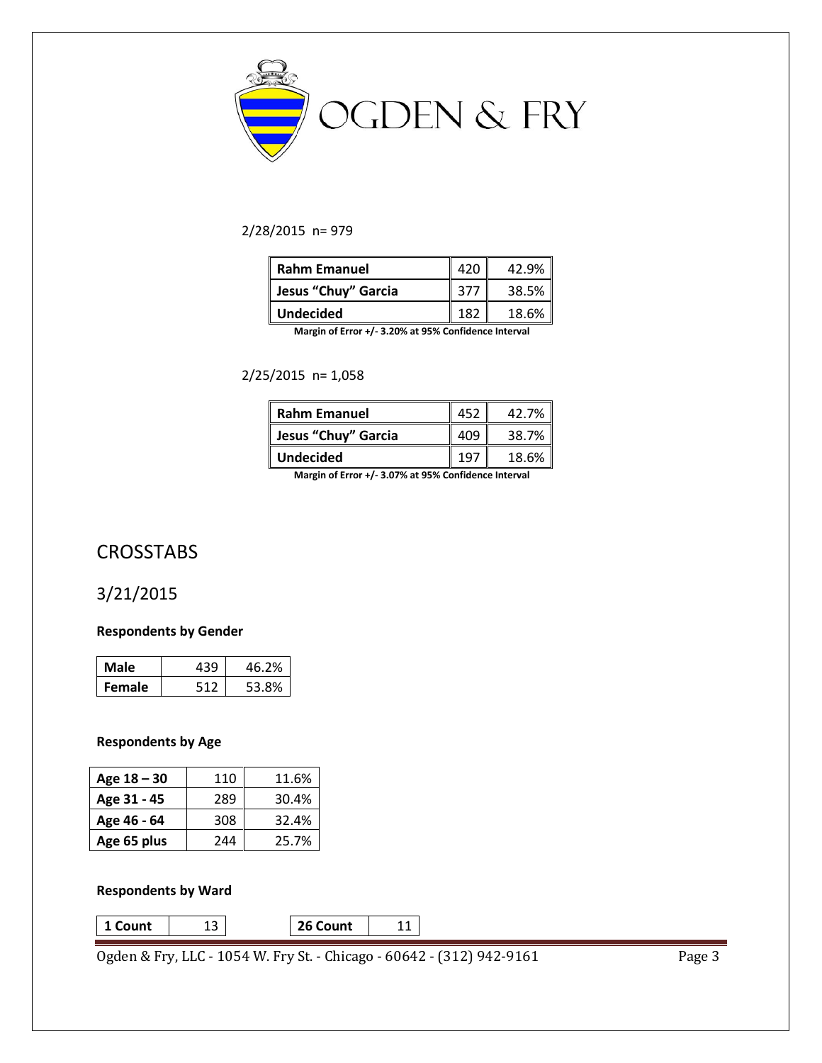2/28/2015  n= 979

| | | |
|---|---|---|
| **Rahm Emanuel** | 420 | 42.9% |
| **Jesus "Chuy" Garcia** | 377 | 38.5% |
| **Undecided** | 182 | 18.6% |

**Margin of Error +/- 3.20% at 95% Confidence Interval**

2/25/2015  n= 1,058

| | | |
|---|---|---|
| **Rahm Emanuel** | 452 | 42.7% |
| **Jesus "Chuy" Garcia** | 409 | 38.7% |
| **Undecided** | 197 | 18.6% |

**Margin of Error +/- 3.07% at 95% Confidence Interval**

# CROSSTABS

## 3/21/2015

**Respondents by Gender**

| | | |
|---|---|---|
| **Male** | 439 | 46.2% |
| **Female** | 512 | 53.8% |

**Respondents by Age**

| | | |
|---|---|---|
| **Age 18 – 30** | 110 | 11.6% |
| **Age 31 - 45** | 289 | 30.4% |
| **Age 46 - 64** | 308 | 32.4% |
| **Age 65 plus** | 244 | 25.7% |

**Respondents by Ward**

| | | | | |
|---|---|---|---|---|
| **1 Count** | 13 | | **26 Count** | 11 |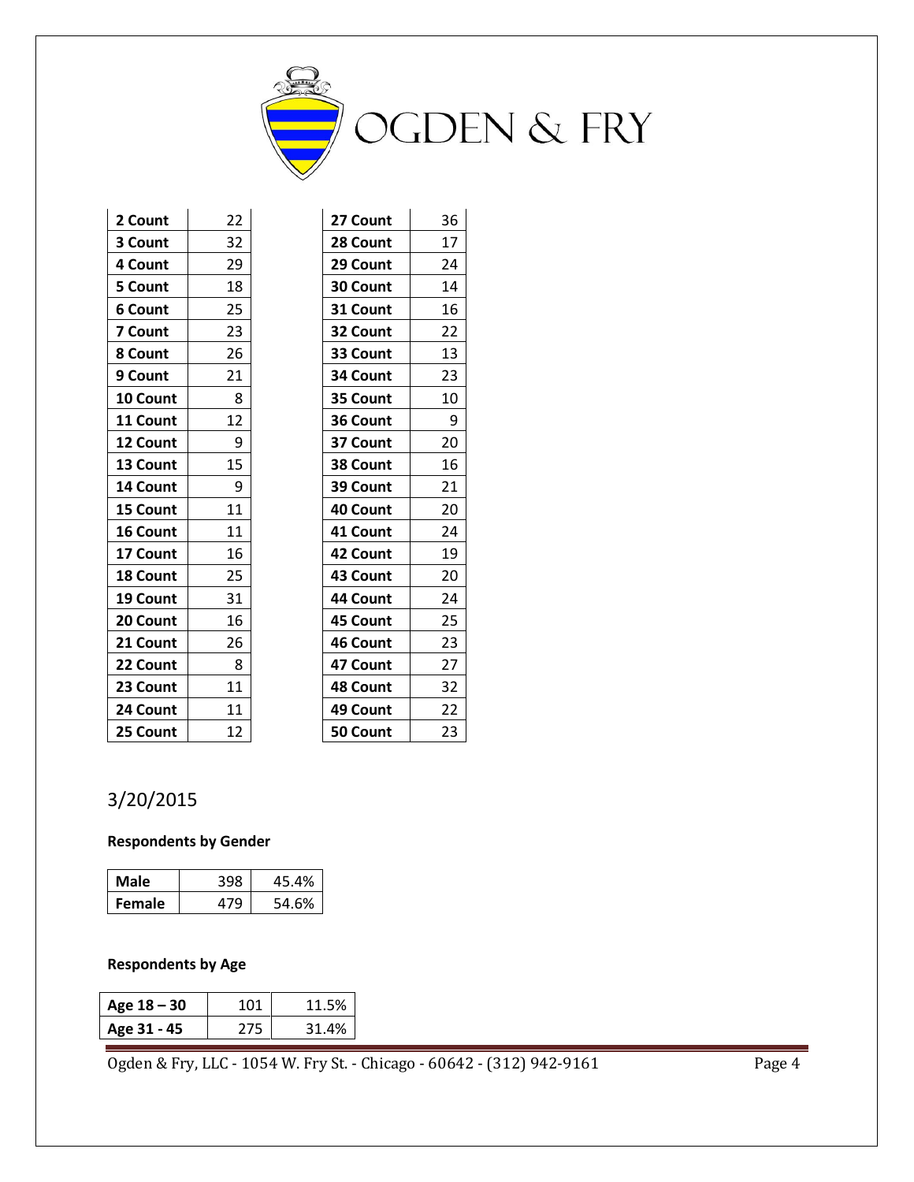| 2 Count | 22 |
|---|---|
| 3 Count | 32 |
| 4 Count | 29 |
| 5 Count | 18 |
| 6 Count | 25 |
| 7 Count | 23 |
| 8 Count | 26 |
| 9 Count | 21 |
| 10 Count | 8 |
| 11 Count | 12 |
| 12 Count | 9 |
| 13 Count | 15 |
| 14 Count | 9 |
| 15 Count | 11 |
| 16 Count | 11 |
| 17 Count | 16 |
| 18 Count | 25 |
| 19 Count | 31 |
| 20 Count | 16 |
| 21 Count | 26 |
| 22 Count | 8 |
| 23 Count | 11 |
| 24 Count | 11 |
| 25 Count | 12 |

| 27 Count | 36 |
|---|---|
| 28 Count | 17 |
| 29 Count | 24 |
| 30 Count | 14 |
| 31 Count | 16 |
| 32 Count | 22 |
| 33 Count | 13 |
| 34 Count | 23 |
| 35 Count | 10 |
| 36 Count | 9 |
| 37 Count | 20 |
| 38 Count | 16 |
| 39 Count | 21 |
| 40 Count | 20 |
| 41 Count | 24 |
| 42 Count | 19 |
| 43 Count | 20 |
| 44 Count | 24 |
| 45 Count | 25 |
| 46 Count | 23 |
| 47 Count | 27 |
| 48 Count | 32 |
| 49 Count | 22 |
| 50 Count | 23 |

3/20/2015

**Respondents by Gender**

| Male | 398 | 45.4% |
|---|---|---|
| Female | 479 | 54.6% |

**Respondents by Age**

| Age 18 – 30 | 101 | 11.5% |
|---|---|---|
| Age 31 - 45 | 275 | 31.4% |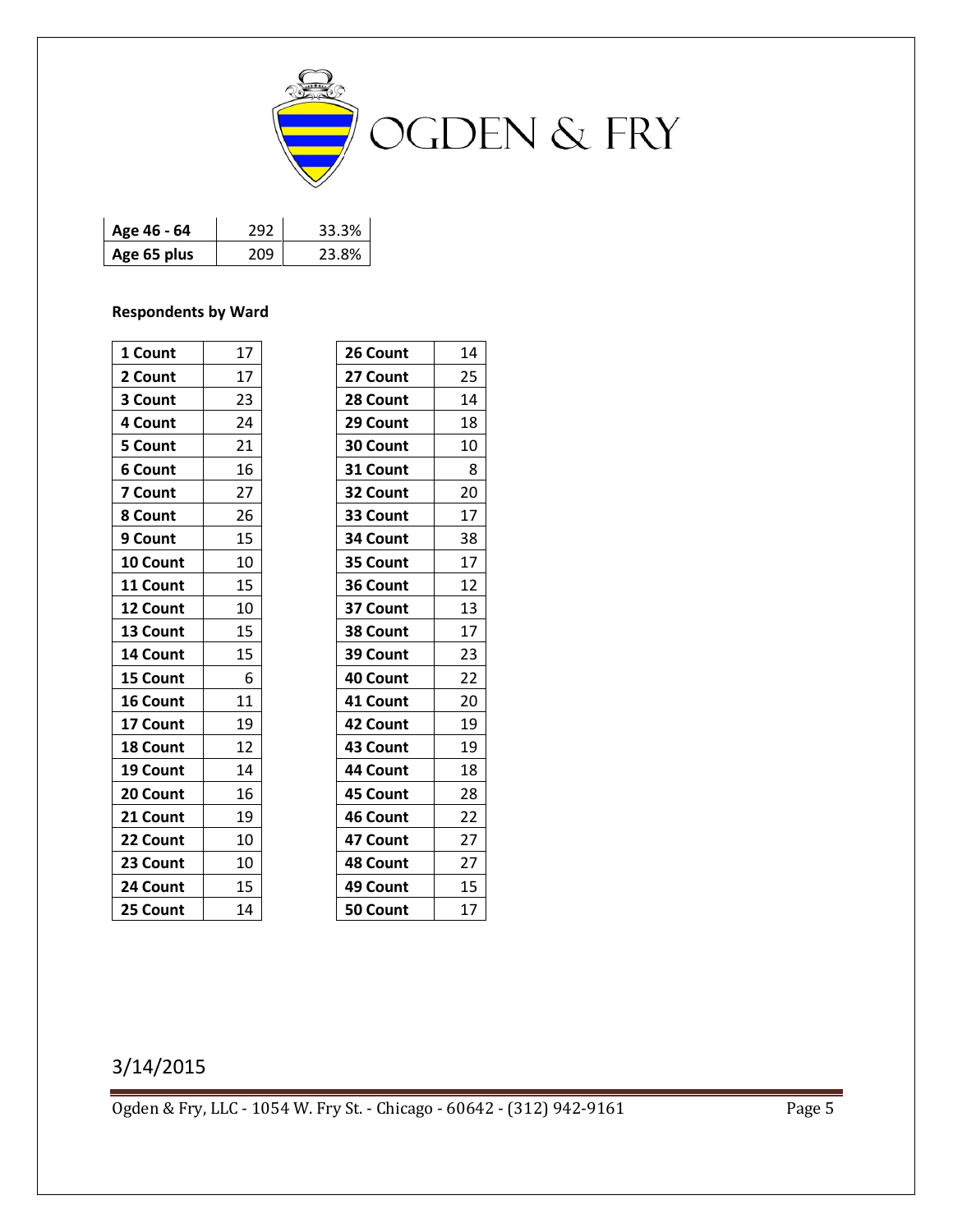| Age 46 - 64 | 292 | 33.3% |
|---|---|---|
| Age 65 plus | 209 | 23.8% |

**Respondents by Ward**

| 1 Count | 17 |
|---|---|
| 2 Count | 17 |
| 3 Count | 23 |
| 4 Count | 24 |
| 5 Count | 21 |
| 6 Count | 16 |
| 7 Count | 27 |
| 8 Count | 26 |
| 9 Count | 15 |
| 10 Count | 10 |
| 11 Count | 15 |
| 12 Count | 10 |
| 13 Count | 15 |
| 14 Count | 15 |
| 15 Count | 6 |
| 16 Count | 11 |
| 17 Count | 19 |
| 18 Count | 12 |
| 19 Count | 14 |
| 20 Count | 16 |
| 21 Count | 19 |
| 22 Count | 10 |
| 23 Count | 10 |
| 24 Count | 15 |
| 25 Count | 14 |

| 26 Count | 14 |
|---|---|
| 27 Count | 25 |
| 28 Count | 14 |
| 29 Count | 18 |
| 30 Count | 10 |
| 31 Count | 8 |
| 32 Count | 20 |
| 33 Count | 17 |
| 34 Count | 38 |
| 35 Count | 17 |
| 36 Count | 12 |
| 37 Count | 13 |
| 38 Count | 17 |
| 39 Count | 23 |
| 40 Count | 22 |
| 41 Count | 20 |
| 42 Count | 19 |
| 43 Count | 19 |
| 44 Count | 18 |
| 45 Count | 28 |
| 46 Count | 22 |
| 47 Count | 27 |
| 48 Count | 27 |
| 49 Count | 15 |
| 50 Count | 17 |

3/14/2015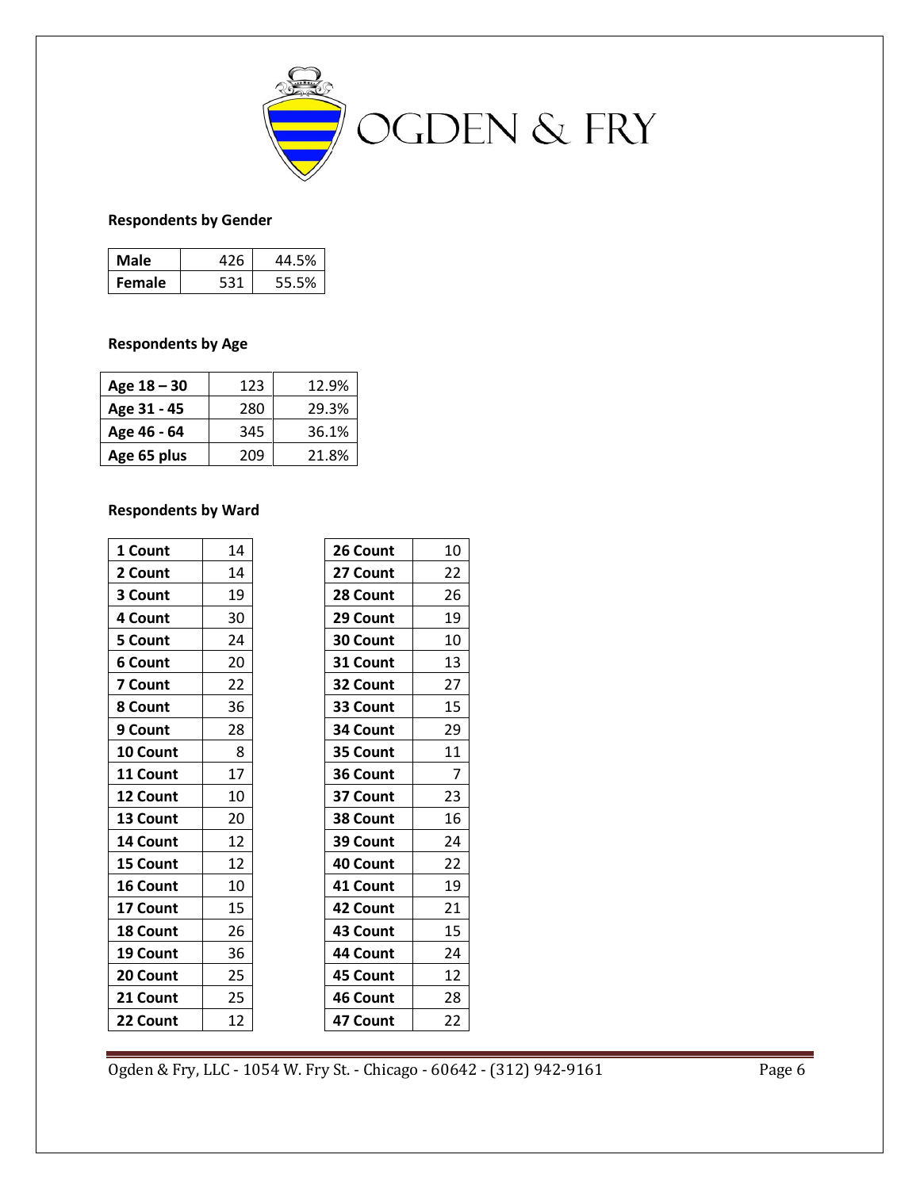OGDEN & FRY

**Respondents by Gender**

| | | |
|---|---|---|
| **Male** | 426 | 44.5% |
| **Female** | 531 | 55.5% |

**Respondents by Age**

| | | |
|---|---|---|
| **Age 18 – 30** | 123 | 12.9% |
| **Age 31 - 45** | 280 | 29.3% |
| **Age 46 - 64** | 345 | 36.1% |
| **Age 65 plus** | 209 | 21.8% |

**Respondents by Ward**

| | |
|---|---|
| **1 Count** | 14 |
| **2 Count** | 14 |
| **3 Count** | 19 |
| **4 Count** | 30 |
| **5 Count** | 24 |
| **6 Count** | 20 |
| **7 Count** | 22 |
| **8 Count** | 36 |
| **9 Count** | 28 |
| **10 Count** | 8 |
| **11 Count** | 17 |
| **12 Count** | 10 |
| **13 Count** | 20 |
| **14 Count** | 12 |
| **15 Count** | 12 |
| **16 Count** | 10 |
| **17 Count** | 15 |
| **18 Count** | 26 |
| **19 Count** | 36 |
| **20 Count** | 25 |
| **21 Count** | 25 |
| **22 Count** | 12 |

| | |
|---|---|
| **26 Count** | 10 |
| **27 Count** | 22 |
| **28 Count** | 26 |
| **29 Count** | 19 |
| **30 Count** | 10 |
| **31 Count** | 13 |
| **32 Count** | 27 |
| **33 Count** | 15 |
| **34 Count** | 29 |
| **35 Count** | 11 |
| **36 Count** | 7 |
| **37 Count** | 23 |
| **38 Count** | 16 |
| **39 Count** | 24 |
| **40 Count** | 22 |
| **41 Count** | 19 |
| **42 Count** | 21 |
| **43 Count** | 15 |
| **44 Count** | 24 |
| **45 Count** | 12 |
| **46 Count** | 28 |
| **47 Count** | 22 |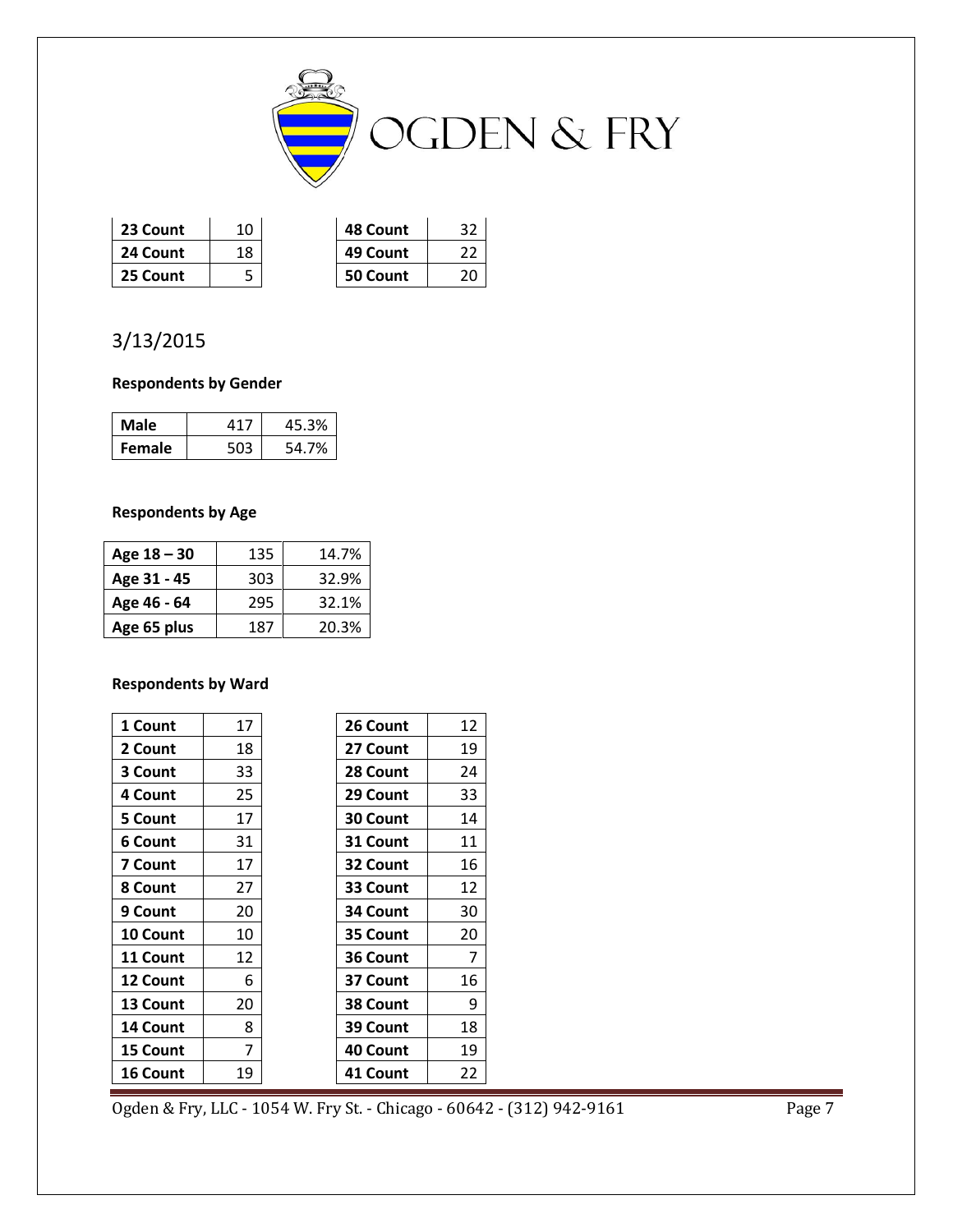| 23 Count | 10 |
|---|---|
| 24 Count | 18 |
| 25 Count | 5 |

| 48 Count | 32 |
|---|---|
| 49 Count | 22 |
| 50 Count | 20 |

3/13/2015

**Respondents by Gender**

| Male | 417 | 45.3% |
|---|---|---|
| Female | 503 | 54.7% |

**Respondents by Age**

| Age 18 – 30 | 135 | 14.7% |
|---|---|---|
| Age 31 - 45 | 303 | 32.9% |
| Age 46 - 64 | 295 | 32.1% |
| Age 65 plus | 187 | 20.3% |

**Respondents by Ward**

| 1 Count | 17 |
|---|---|
| 2 Count | 18 |
| 3 Count | 33 |
| 4 Count | 25 |
| 5 Count | 17 |
| 6 Count | 31 |
| 7 Count | 17 |
| 8 Count | 27 |
| 9 Count | 20 |
| 10 Count | 10 |
| 11 Count | 12 |
| 12 Count | 6 |
| 13 Count | 20 |
| 14 Count | 8 |
| 15 Count | 7 |
| 16 Count | 19 |

| 26 Count | 12 |
|---|---|
| 27 Count | 19 |
| 28 Count | 24 |
| 29 Count | 33 |
| 30 Count | 14 |
| 31 Count | 11 |
| 32 Count | 16 |
| 33 Count | 12 |
| 34 Count | 30 |
| 35 Count | 20 |
| 36 Count | 7 |
| 37 Count | 16 |
| 38 Count | 9 |
| 39 Count | 18 |
| 40 Count | 19 |
| 41 Count | 22 |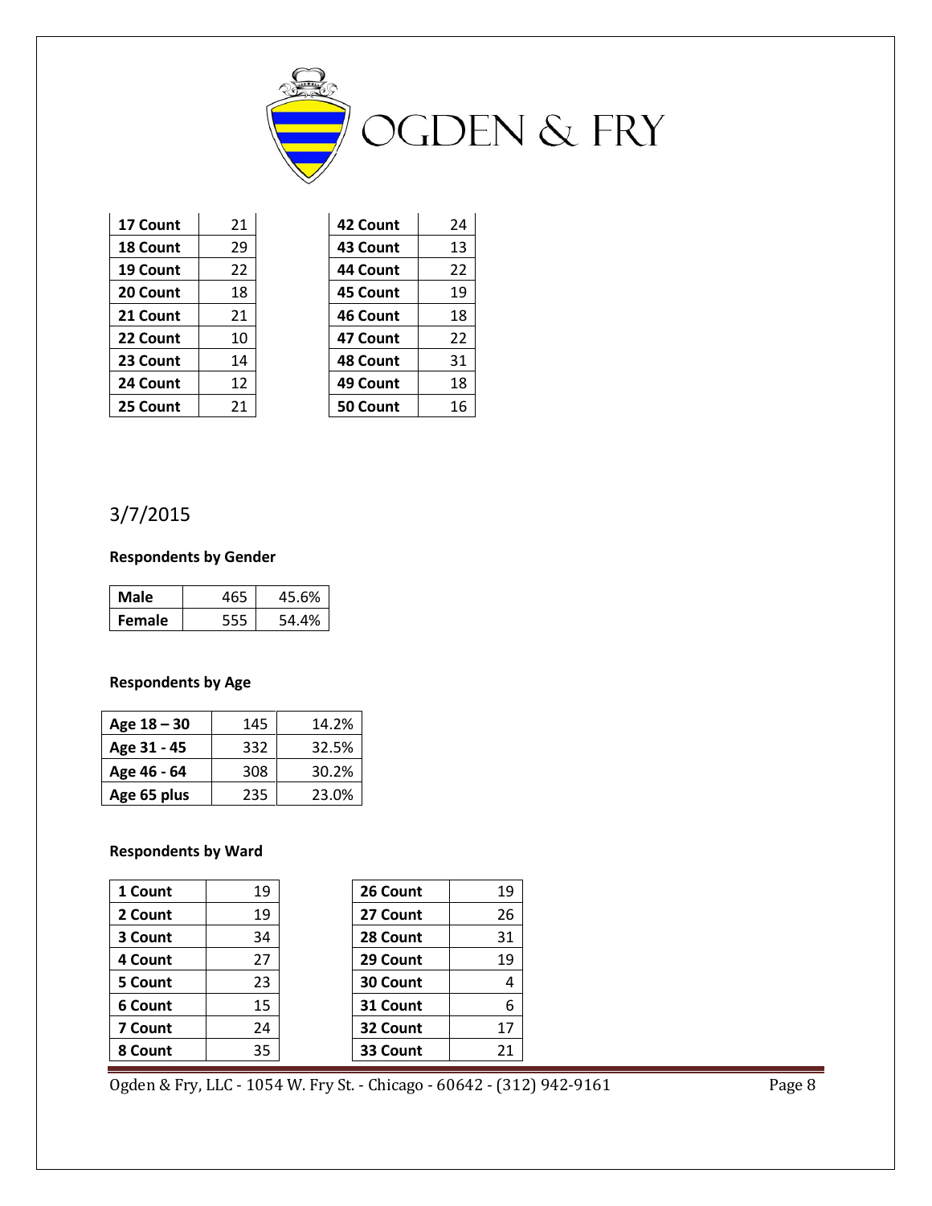| 17 Count | 21 |
|---|---|
| 18 Count | 29 |
| 19 Count | 22 |
| 20 Count | 18 |
| 21 Count | 21 |
| 22 Count | 10 |
| 23 Count | 14 |
| 24 Count | 12 |
| 25 Count | 21 |

| 42 Count | 24 |
|---|---|
| 43 Count | 13 |
| 44 Count | 22 |
| 45 Count | 19 |
| 46 Count | 18 |
| 47 Count | 22 |
| 48 Count | 31 |
| 49 Count | 18 |
| 50 Count | 16 |

3/7/2015

**Respondents by Gender**

| Male | 465 | 45.6% |
|---|---|---|
| Female | 555 | 54.4% |

**Respondents by Age**

| Age 18 – 30 | 145 | 14.2% |
|---|---|---|
| Age 31 - 45 | 332 | 32.5% |
| Age 46 - 64 | 308 | 30.2% |
| Age 65 plus | 235 | 23.0% |

**Respondents by Ward**

| 1 Count | 19 |
|---|---|
| 2 Count | 19 |
| 3 Count | 34 |
| 4 Count | 27 |
| 5 Count | 23 |
| 6 Count | 15 |
| 7 Count | 24 |
| 8 Count | 35 |

| 26 Count | 19 |
|---|---|
| 27 Count | 26 |
| 28 Count | 31 |
| 29 Count | 19 |
| 30 Count | 4 |
| 31 Count | 6 |
| 32 Count | 17 |
| 33 Count | 21 |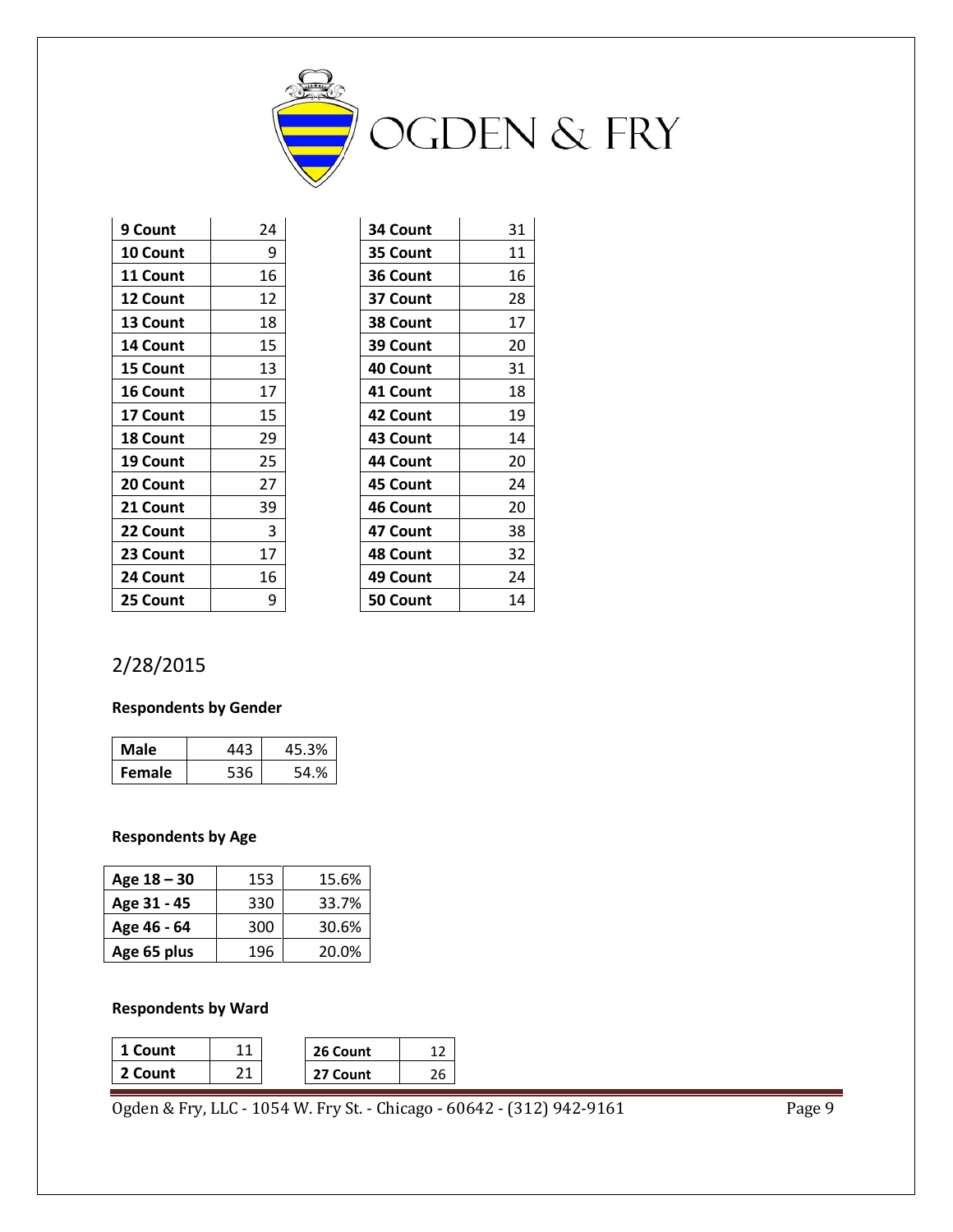| 9 Count | 24 |
|---|---|
| 10 Count | 9 |
| 11 Count | 16 |
| 12 Count | 12 |
| 13 Count | 18 |
| 14 Count | 15 |
| 15 Count | 13 |
| 16 Count | 17 |
| 17 Count | 15 |
| 18 Count | 29 |
| 19 Count | 25 |
| 20 Count | 27 |
| 21 Count | 39 |
| 22 Count | 3 |
| 23 Count | 17 |
| 24 Count | 16 |
| 25 Count | 9 |

| 34 Count | 31 |
|---|---|
| 35 Count | 11 |
| 36 Count | 16 |
| 37 Count | 28 |
| 38 Count | 17 |
| 39 Count | 20 |
| 40 Count | 31 |
| 41 Count | 18 |
| 42 Count | 19 |
| 43 Count | 14 |
| 44 Count | 20 |
| 45 Count | 24 |
| 46 Count | 20 |
| 47 Count | 38 |
| 48 Count | 32 |
| 49 Count | 24 |
| 50 Count | 14 |

## 2/28/2015

**Respondents by Gender**

| Male | 443 | 45.3% |
|---|---|---|
| Female | 536 | 54.% |

**Respondents by Age**

| Age 18 – 30 | 153 | 15.6% |
|---|---|---|
| Age 31 - 45 | 330 | 33.7% |
| Age 46 - 64 | 300 | 30.6% |
| Age 65 plus | 196 | 20.0% |

**Respondents by Ward**

| 1 Count | 11 |
|---|---|
| 2 Count | 21 |

| 26 Count | 12 |
|---|---|
| 27 Count | 26 |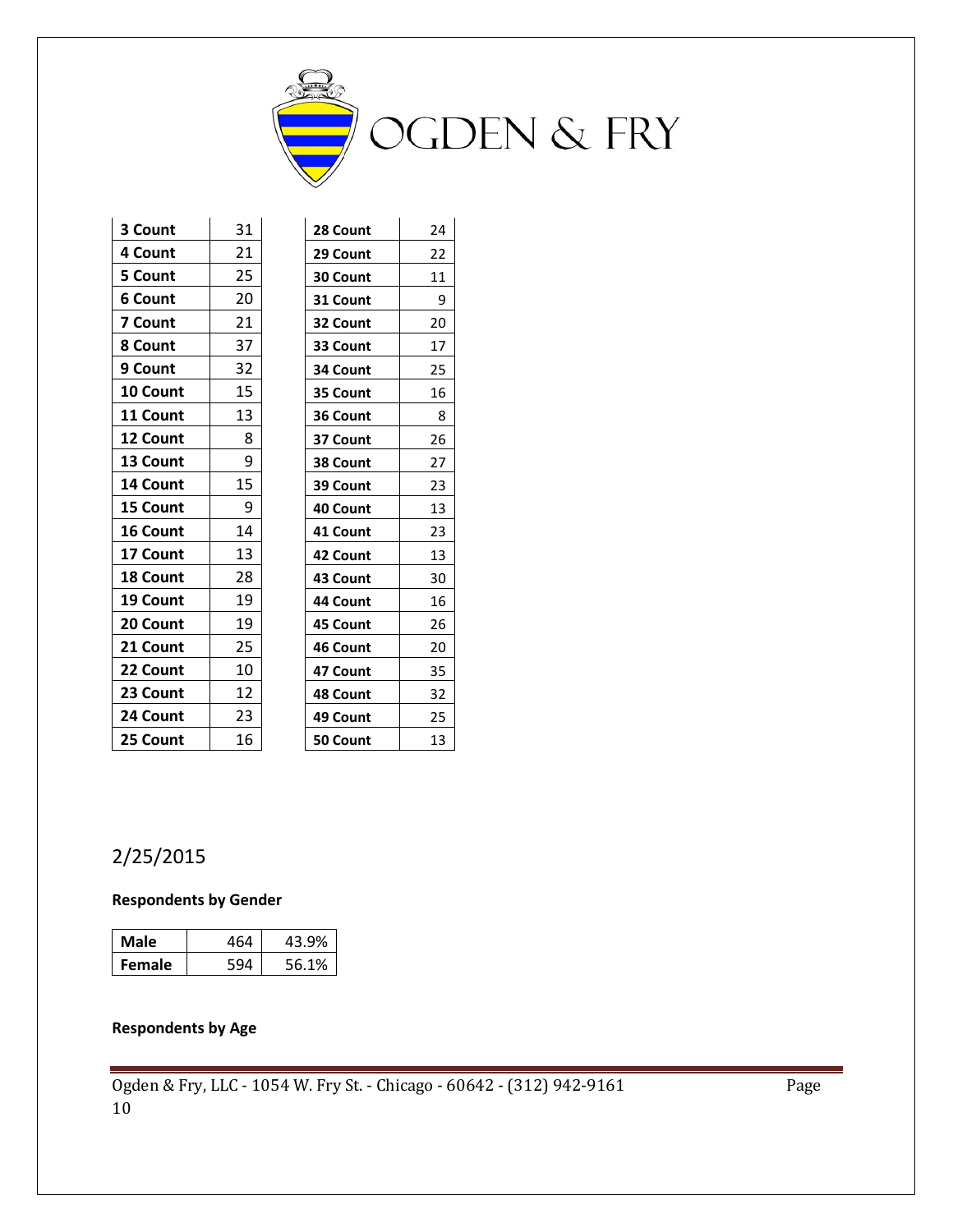| 3 Count | 31 |
|---|---|
| 4 Count | 21 |
| 5 Count | 25 |
| 6 Count | 20 |
| 7 Count | 21 |
| 8 Count | 37 |
| 9 Count | 32 |
| 10 Count | 15 |
| 11 Count | 13 |
| 12 Count | 8 |
| 13 Count | 9 |
| 14 Count | 15 |
| 15 Count | 9 |
| 16 Count | 14 |
| 17 Count | 13 |
| 18 Count | 28 |
| 19 Count | 19 |
| 20 Count | 19 |
| 21 Count | 25 |
| 22 Count | 10 |
| 23 Count | 12 |
| 24 Count | 23 |
| 25 Count | 16 |

| 28 Count | 24 |
|---|---|
| 29 Count | 22 |
| 30 Count | 11 |
| 31 Count | 9 |
| 32 Count | 20 |
| 33 Count | 17 |
| 34 Count | 25 |
| 35 Count | 16 |
| 36 Count | 8 |
| 37 Count | 26 |
| 38 Count | 27 |
| 39 Count | 23 |
| 40 Count | 13 |
| 41 Count | 23 |
| 42 Count | 13 |
| 43 Count | 30 |
| 44 Count | 16 |
| 45 Count | 26 |
| 46 Count | 20 |
| 47 Count | 35 |
| 48 Count | 32 |
| 49 Count | 25 |
| 50 Count | 13 |

2/25/2015

**Respondents by Gender**

| Male | 464 | 43.9% |
|---|---|---|
| Female | 594 | 56.1% |

**Respondents by Age**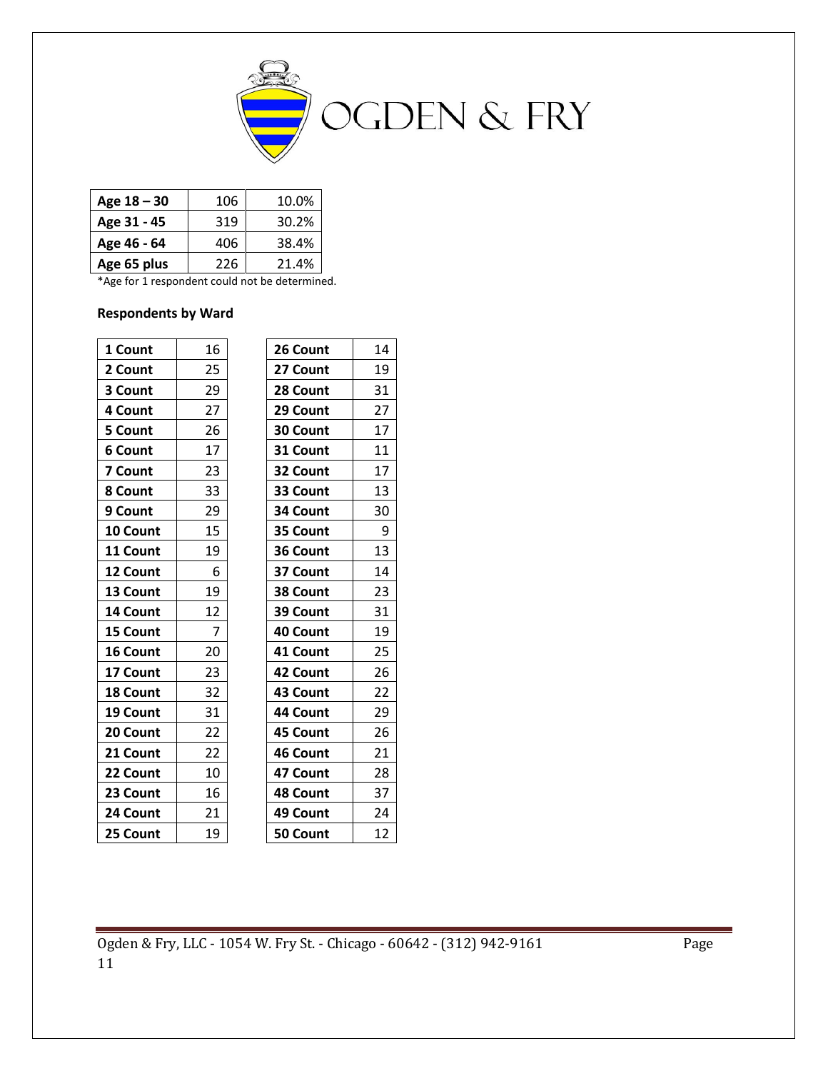| Age 18 – 30 | 106 | 10.0% |
|---|---|---|
| Age 31 - 45 | 319 | 30.2% |
| Age 46 - 64 | 406 | 38.4% |
| Age 65 plus | 226 | 21.4% |

*Age for 1 respondent could not be determined.

**Respondents by Ward**

| 1 Count | 16 |
|---|---|
| 2 Count | 25 |
| 3 Count | 29 |
| 4 Count | 27 |
| 5 Count | 26 |
| 6 Count | 17 |
| 7 Count | 23 |
| 8 Count | 33 |
| 9 Count | 29 |
| 10 Count | 15 |
| 11 Count | 19 |
| 12 Count | 6 |
| 13 Count | 19 |
| 14 Count | 12 |
| 15 Count | 7 |
| 16 Count | 20 |
| 17 Count | 23 |
| 18 Count | 32 |
| 19 Count | 31 |
| 20 Count | 22 |
| 21 Count | 22 |
| 22 Count | 10 |
| 23 Count | 16 |
| 24 Count | 21 |
| 25 Count | 19 |

| 26 Count | 14 |
|---|---|
| 27 Count | 19 |
| 28 Count | 31 |
| 29 Count | 27 |
| 30 Count | 17 |
| 31 Count | 11 |
| 32 Count | 17 |
| 33 Count | 13 |
| 34 Count | 30 |
| 35 Count | 9 |
| 36 Count | 13 |
| 37 Count | 14 |
| 38 Count | 23 |
| 39 Count | 31 |
| 40 Count | 19 |
| 41 Count | 25 |
| 42 Count | 26 |
| 43 Count | 22 |
| 44 Count | 29 |
| 45 Count | 26 |
| 46 Count | 21 |
| 47 Count | 28 |
| 48 Count | 37 |
| 49 Count | 24 |
| 50 Count | 12 |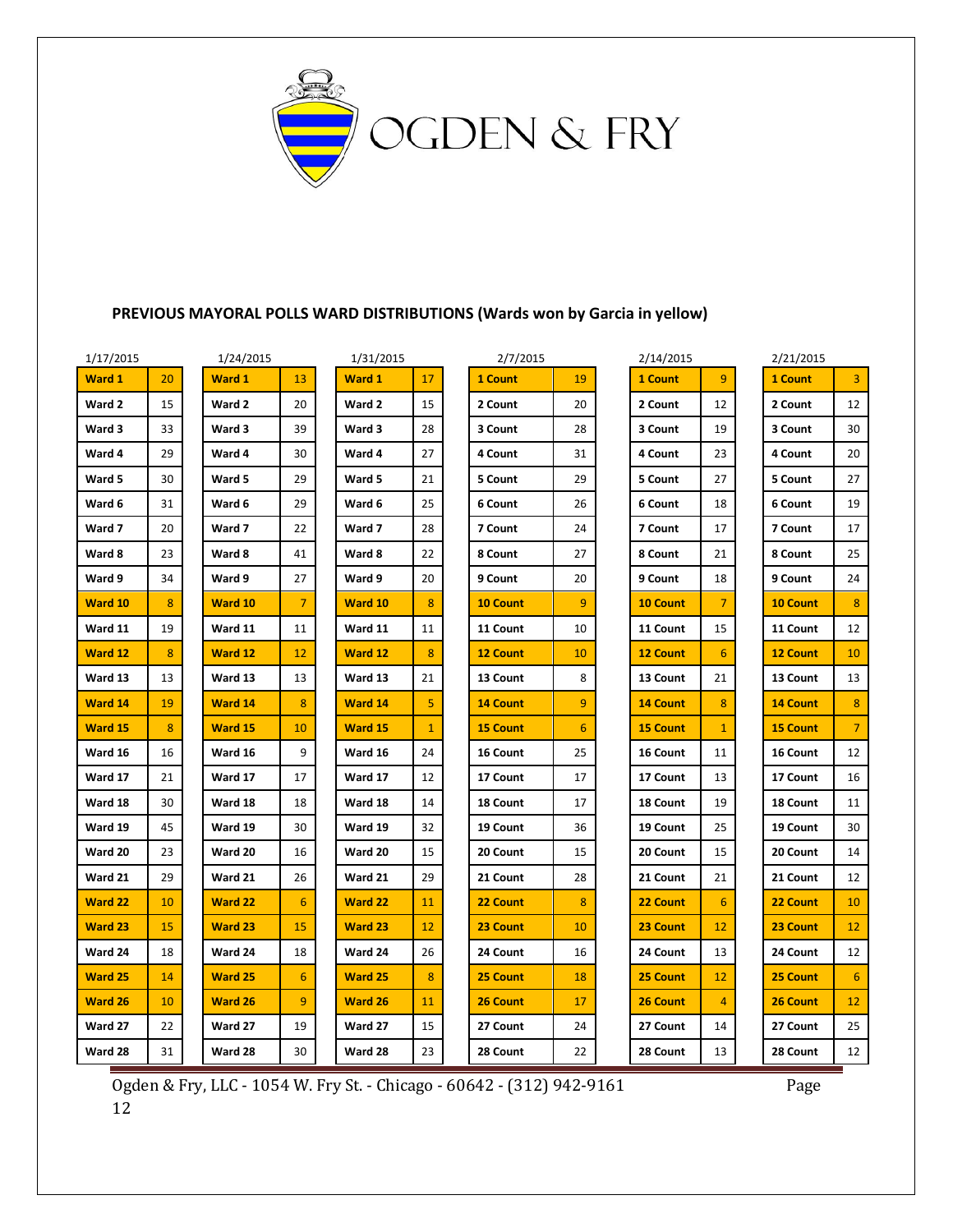OGDEN & FRY

## PREVIOUS MAYORAL POLLS WARD DISTRIBUTIONS (Wards won by Garcia in yellow)

1/17/2015

| Ward | Count |
|---|---|
| Ward 1 | 20 |
| Ward 2 | 15 |
| Ward 3 | 33 |
| Ward 4 | 29 |
| Ward 5 | 30 |
| Ward 6 | 31 |
| Ward 7 | 20 |
| Ward 8 | 23 |
| Ward 9 | 34 |
| Ward 10 | 8 |
| Ward 11 | 19 |
| Ward 12 | 8 |
| Ward 13 | 13 |
| Ward 14 | 19 |
| Ward 15 | 8 |
| Ward 16 | 16 |
| Ward 17 | 21 |
| Ward 18 | 30 |
| Ward 19 | 45 |
| Ward 20 | 23 |
| Ward 21 | 29 |
| Ward 22 | 10 |
| Ward 23 | 15 |
| Ward 24 | 18 |
| Ward 25 | 14 |
| Ward 26 | 10 |
| Ward 27 | 22 |
| Ward 28 | 31 |

1/24/2015

| Ward | Count |
|---|---|
| Ward 1 | 13 |
| Ward 2 | 20 |
| Ward 3 | 39 |
| Ward 4 | 30 |
| Ward 5 | 29 |
| Ward 6 | 29 |
| Ward 7 | 22 |
| Ward 8 | 41 |
| Ward 9 | 27 |
| Ward 10 | 7 |
| Ward 11 | 11 |
| Ward 12 | 12 |
| Ward 13 | 13 |
| Ward 14 | 8 |
| Ward 15 | 10 |
| Ward 16 | 9 |
| Ward 17 | 17 |
| Ward 18 | 18 |
| Ward 19 | 30 |
| Ward 20 | 16 |
| Ward 21 | 26 |
| Ward 22 | 6 |
| Ward 23 | 15 |
| Ward 24 | 18 |
| Ward 25 | 6 |
| Ward 26 | 9 |
| Ward 27 | 19 |
| Ward 28 | 30 |

1/31/2015

| Ward | Count |
|---|---|
| Ward 1 | 17 |
| Ward 2 | 15 |
| Ward 3 | 28 |
| Ward 4 | 27 |
| Ward 5 | 21 |
| Ward 6 | 25 |
| Ward 7 | 28 |
| Ward 8 | 22 |
| Ward 9 | 20 |
| Ward 10 | 8 |
| Ward 11 | 11 |
| Ward 12 | 8 |
| Ward 13 | 21 |
| Ward 14 | 5 |
| Ward 15 | 1 |
| Ward 16 | 24 |
| Ward 17 | 12 |
| Ward 18 | 14 |
| Ward 19 | 32 |
| Ward 20 | 15 |
| Ward 21 | 29 |
| Ward 22 | 11 |
| Ward 23 | 12 |
| Ward 24 | 26 |
| Ward 25 | 8 |
| Ward 26 | 11 |
| Ward 27 | 15 |
| Ward 28 | 23 |

2/7/2015

| Ward | Count |
|---|---|
| 1 Count | 19 |
| 2 Count | 20 |
| 3 Count | 28 |
| 4 Count | 31 |
| 5 Count | 29 |
| 6 Count | 26 |
| 7 Count | 24 |
| 8 Count | 27 |
| 9 Count | 20 |
| 10 Count | 9 |
| 11 Count | 10 |
| 12 Count | 10 |
| 13 Count | 8 |
| 14 Count | 9 |
| 15 Count | 6 |
| 16 Count | 25 |
| 17 Count | 17 |
| 18 Count | 17 |
| 19 Count | 36 |
| 20 Count | 15 |
| 21 Count | 28 |
| 22 Count | 8 |
| 23 Count | 10 |
| 24 Count | 16 |
| 25 Count | 18 |
| 26 Count | 17 |
| 27 Count | 24 |
| 28 Count | 22 |

2/14/2015

| Ward | Count |
|---|---|
| 1 Count | 9 |
| 2 Count | 12 |
| 3 Count | 19 |
| 4 Count | 23 |
| 5 Count | 27 |
| 6 Count | 18 |
| 7 Count | 17 |
| 8 Count | 21 |
| 9 Count | 18 |
| 10 Count | 7 |
| 11 Count | 15 |
| 12 Count | 6 |
| 13 Count | 21 |
| 14 Count | 8 |
| 15 Count | 1 |
| 16 Count | 11 |
| 17 Count | 13 |
| 18 Count | 19 |
| 19 Count | 25 |
| 20 Count | 15 |
| 21 Count | 21 |
| 22 Count | 6 |
| 23 Count | 12 |
| 24 Count | 13 |
| 25 Count | 12 |
| 26 Count | 4 |
| 27 Count | 14 |
| 28 Count | 13 |

2/21/2015

| Ward | Count |
|---|---|
| 1 Count | 3 |
| 2 Count | 12 |
| 3 Count | 30 |
| 4 Count | 20 |
| 5 Count | 27 |
| 6 Count | 19 |
| 7 Count | 17 |
| 8 Count | 25 |
| 9 Count | 24 |
| 10 Count | 8 |
| 11 Count | 12 |
| 12 Count | 10 |
| 13 Count | 13 |
| 14 Count | 8 |
| 15 Count | 7 |
| 16 Count | 12 |
| 17 Count | 16 |
| 18 Count | 11 |
| 19 Count | 30 |
| 20 Count | 14 |
| 21 Count | 12 |
| 22 Count | 10 |
| 23 Count | 12 |
| 24 Count | 12 |
| 25 Count | 6 |
| 26 Count | 12 |
| 27 Count | 25 |
| 28 Count | 12 |

Ogden & Fry, LLC - 1054 W. Fry St. - Chicago - 60642 - (312) 942-9161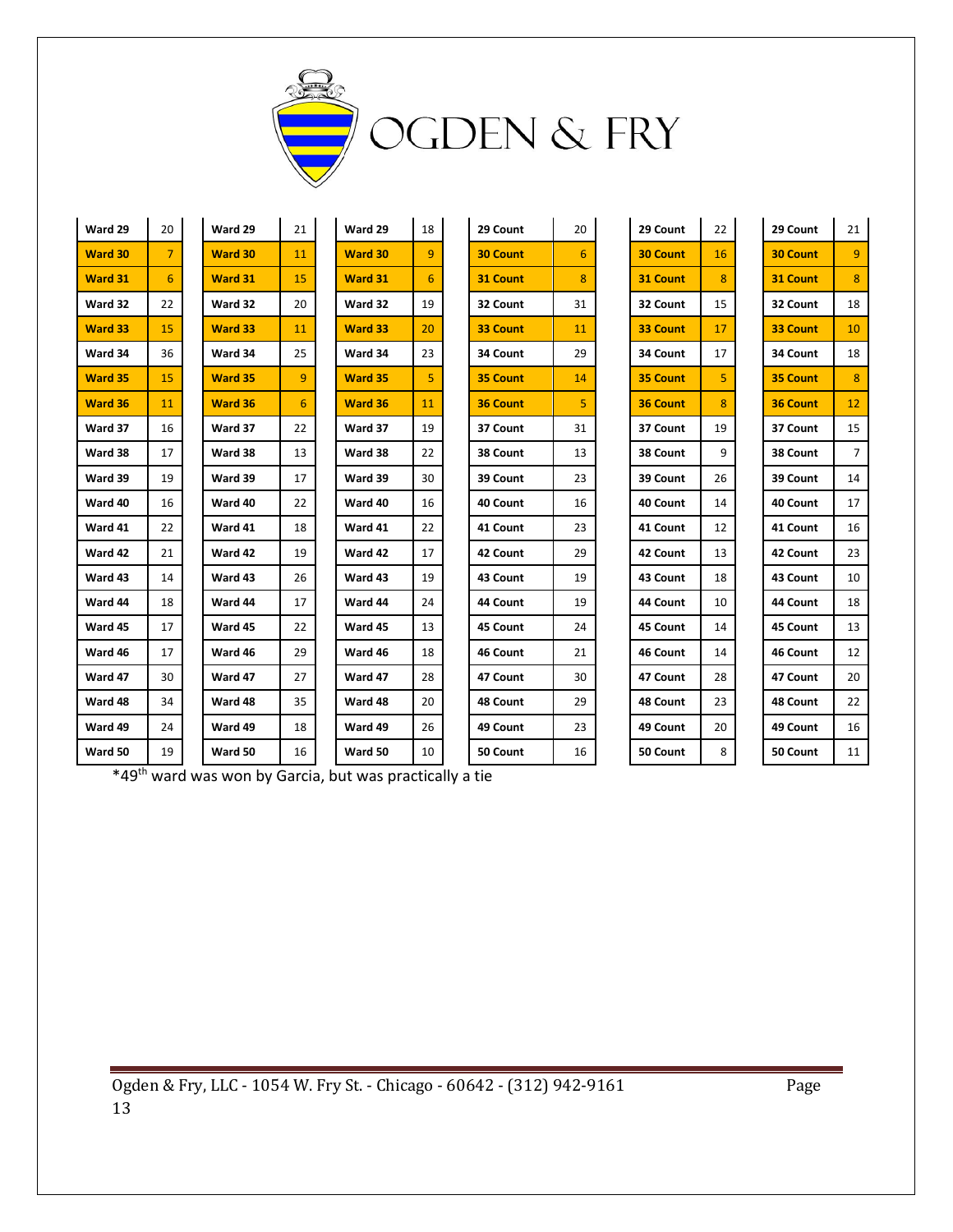# OGDEN & FRY

| | | | | | | | | | | | |
|---|---|---|---|---|---|---|---|---|---|---|---|
| **Ward 29** | 20 | **Ward 29** | 21 | **Ward 29** | 18 | **29 Count** | 20 | **29 Count** | 22 | **29 Count** | 21 |
| **Ward 30** | 7 | **Ward 30** | 11 | **Ward 30** | 9 | **30 Count** | 6 | **30 Count** | 16 | **30 Count** | 9 |
| **Ward 31** | 6 | **Ward 31** | 15 | **Ward 31** | 6 | **31 Count** | 8 | **31 Count** | 8 | **31 Count** | 8 |
| **Ward 32** | 22 | **Ward 32** | 20 | **Ward 32** | 19 | **32 Count** | 31 | **32 Count** | 15 | **32 Count** | 18 |
| **Ward 33** | 15 | **Ward 33** | 11 | **Ward 33** | 20 | **33 Count** | 11 | **33 Count** | 17 | **33 Count** | 10 |
| **Ward 34** | 36 | **Ward 34** | 25 | **Ward 34** | 23 | **34 Count** | 29 | **34 Count** | 17 | **34 Count** | 18 |
| **Ward 35** | 15 | **Ward 35** | 9 | **Ward 35** | 5 | **35 Count** | 14 | **35 Count** | 5 | **35 Count** | 8 |
| **Ward 36** | 11 | **Ward 36** | 6 | **Ward 36** | 11 | **36 Count** | 5 | **36 Count** | 8 | **36 Count** | 12 |
| **Ward 37** | 16 | **Ward 37** | 22 | **Ward 37** | 19 | **37 Count** | 31 | **37 Count** | 19 | **37 Count** | 15 |
| **Ward 38** | 17 | **Ward 38** | 13 | **Ward 38** | 22 | **38 Count** | 13 | **38 Count** | 9 | **38 Count** | 7 |
| **Ward 39** | 19 | **Ward 39** | 17 | **Ward 39** | 30 | **39 Count** | 23 | **39 Count** | 26 | **39 Count** | 14 |
| **Ward 40** | 16 | **Ward 40** | 22 | **Ward 40** | 16 | **40 Count** | 16 | **40 Count** | 14 | **40 Count** | 17 |
| **Ward 41** | 22 | **Ward 41** | 18 | **Ward 41** | 22 | **41 Count** | 23 | **41 Count** | 12 | **41 Count** | 16 |
| **Ward 42** | 21 | **Ward 42** | 19 | **Ward 42** | 17 | **42 Count** | 29 | **42 Count** | 13 | **42 Count** | 23 |
| **Ward 43** | 14 | **Ward 43** | 26 | **Ward 43** | 19 | **43 Count** | 19 | **43 Count** | 18 | **43 Count** | 10 |
| **Ward 44** | 18 | **Ward 44** | 17 | **Ward 44** | 24 | **44 Count** | 19 | **44 Count** | 10 | **44 Count** | 18 |
| **Ward 45** | 17 | **Ward 45** | 22 | **Ward 45** | 13 | **45 Count** | 24 | **45 Count** | 14 | **45 Count** | 13 |
| **Ward 46** | 17 | **Ward 46** | 29 | **Ward 46** | 18 | **46 Count** | 21 | **46 Count** | 14 | **46 Count** | 12 |
| **Ward 47** | 30 | **Ward 47** | 27 | **Ward 47** | 28 | **47 Count** | 30 | **47 Count** | 28 | **47 Count** | 20 |
| **Ward 48** | 34 | **Ward 48** | 35 | **Ward 48** | 20 | **48 Count** | 29 | **48 Count** | 23 | **48 Count** | 22 |
| **Ward 49** | 24 | **Ward 49** | 18 | **Ward 49** | 26 | **49 Count** | 23 | **49 Count** | 20 | **49 Count** | 16 |
| **Ward 50** | 19 | **Ward 50** | 16 | **Ward 50** | 10 | **50 Count** | 16 | **50 Count** | 8 | **50 Count** | 11 |

*49th ward was won by Garcia, but was practically a tie

Ogden & Fry, LLC - 1054 W. Fry St. - Chicago - 60642 - (312) 942-9161